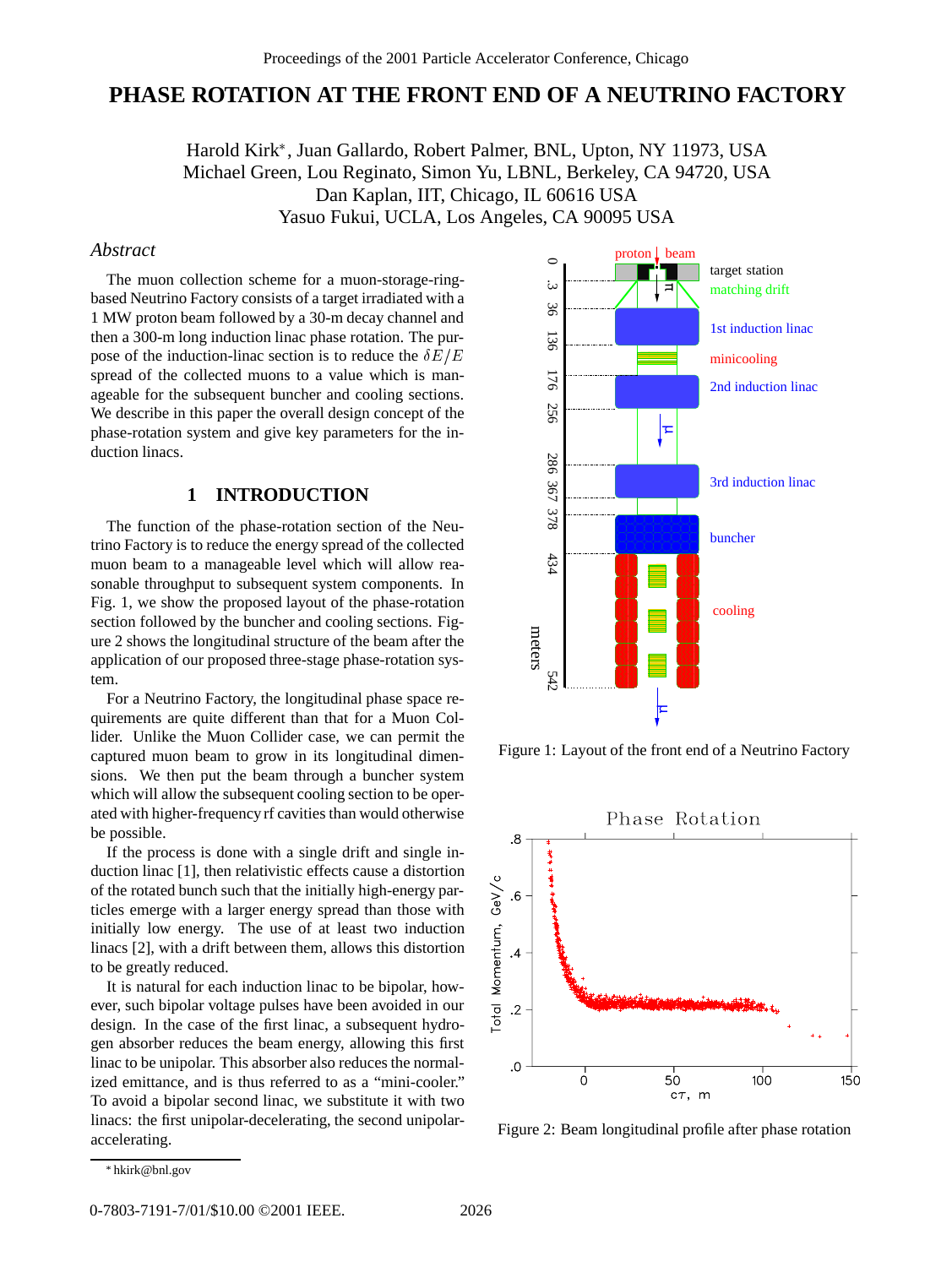# PHASE ROTATION AT THE FRONT END OF A NEUTRINO FACTORY

Harold Kirk*, Juan Gallardo, Robert Palmer, BNL, Upton, NY 11973, USA
Michael Green, Lou Reginato, Simon Yu, LBNL, Berkeley, CA 94720, USA
Dan Kaplan, IIT, Chicago, IL 60616 USA
Yasuo Fukui, UCLA, Los Angeles, CA 90095 USA

## *Abstract*

The muon collection scheme for a muon-storage-ring-based Neutrino Factory consists of a target irradiated with a 1 MW proton beam followed by a 30-m decay channel and then a 300-m long induction linac phase rotation. The purpose of the induction-linac section is to reduce the $\delta E/E$ spread of the collected muons to a value which is manageable for the subsequent buncher and cooling sections. We describe in this paper the overall design concept of the phase-rotation system and give key parameters for the induction linacs.

## 1 INTRODUCTION

The function of the phase-rotation section of the Neutrino Factory is to reduce the energy spread of the collected muon beam to a manageable level which will allow reasonable throughput to subsequent system components. In Fig. 1, we show the proposed layout of the phase-rotation section followed by the buncher and cooling sections. Figure 2 shows the longitudinal structure of the beam after the application of our proposed three-stage phase-rotation system.

For a Neutrino Factory, the longitudinal phase space requirements are quite different than that for a Muon Collider. Unlike the Muon Collider case, we can permit the captured muon beam to grow in its longitudinal dimensions. We then put the beam through a buncher system which will allow the subsequent cooling section to be operated with higher-frequency rf cavities than would otherwise be possible.

If the process is done with a single drift and single induction linac [1], then relativistic effects cause a distortion of the rotated bunch such that the initially high-energy particles emerge with a larger energy spread than those with initially low energy. The use of at least two induction linacs [2], with a drift between them, allows this distortion to be greatly reduced.

It is natural for each induction linac to be bipolar, however, such bipolar voltage pulses have been avoided in our design. In the case of the first linac, a subsequent hydrogen absorber reduces the beam energy, allowing this first linac to be unipolar. This absorber also reduces the normalized emittance, and is thus referred to as a "mini-cooler." To avoid a bipolar second linac, we substitute it with two linacs: the first unipolar-decelerating, the second unipolar-accelerating.

Figure 1: Layout of the front end of a Neutrino Factory

Figure 2: Beam longitudinal profile after phase rotation

* hkirk@bnl.gov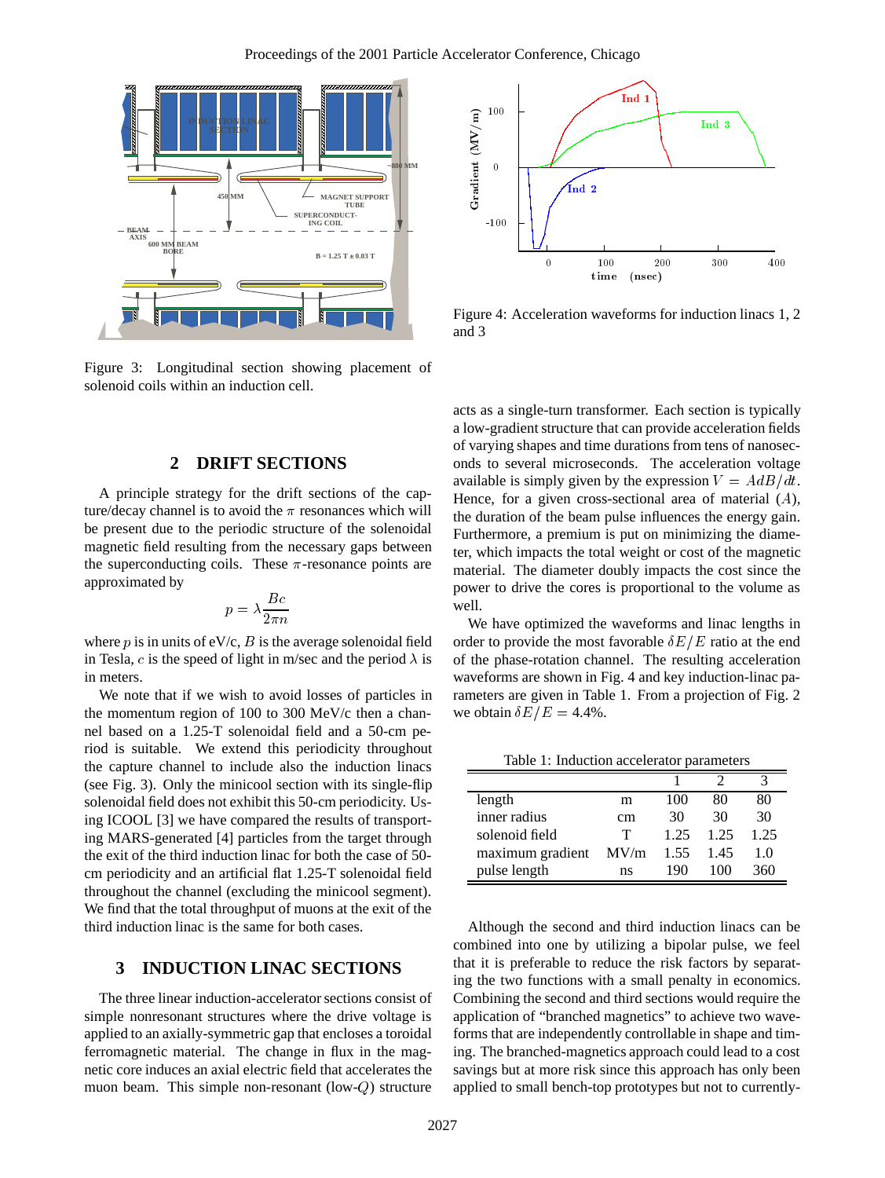Figure 3: Longitudinal section showing placement of solenoid coils within an induction cell.

Figure 4: Acceleration waveforms for induction linacs 1, 2 and 3

## 2 DRIFT SECTIONS

A principle strategy for the drift sections of the capture/decay channel is to avoid the $\pi$ resonances which will be present due to the periodic structure of the solenoidal magnetic field resulting from the necessary gaps between the superconducting coils. These $\pi$-resonance points are approximated by

$$p = \lambda \frac{Bc}{2\pi n}$$

where $p$ is in units of eV/c, $B$ is the average solenoidal field in Tesla, $c$ is the speed of light in m/sec and the period $\lambda$ is in meters.

We note that if we wish to avoid losses of particles in the momentum region of 100 to 300 MeV/c then a channel based on a 1.25-T solenoidal field and a 50-cm period is suitable. We extend this periodicity throughout the capture channel to include also the induction linacs (see Fig. 3). Only the minicool section with its single-flip solenoidal field does not exhibit this 50-cm periodicity. Using ICOOL [3] we have compared the results of transporting MARS-generated [4] particles from the target through the exit of the third induction linac for both the case of 50-cm periodicity and an artificial flat 1.25-T solenoidal field throughout the channel (excluding the minicool segment). We find that the total throughput of muons at the exit of the third induction linac is the same for both cases.

## 3 INDUCTION LINAC SECTIONS

The three linear induction-accelerator sections consist of simple nonresonant structures where the drive voltage is applied to an axially-symmetric gap that encloses a toroidal ferromagnetic material. The change in flux in the magnetic core induces an axial electric field that accelerates the muon beam. This simple non-resonant (low-$Q$) structure acts as a single-turn transformer. Each section is typically a low-gradient structure that can provide acceleration fields of varying shapes and time durations from tens of nanoseconds to several microseconds. The acceleration voltage available is simply given by the expression $V = AdB/dt$. Hence, for a given cross-sectional area of material ($A$), the duration of the beam pulse influences the energy gain. Furthermore, a premium is put on minimizing the diameter, which impacts the total weight or cost of the magnetic material. The diameter doubly impacts the cost since the power to drive the cores is proportional to the volume as well.

We have optimized the waveforms and linac lengths in order to provide the most favorable $\delta E/E$ ratio at the end of the phase-rotation channel. The resulting acceleration waveforms are shown in Fig. 4 and key induction-linac parameters are given in Table 1. From a projection of Fig. 2 we obtain $\delta E/E = 4.4\%$.

Table 1: Induction accelerator parameters

| | | 1 | 2 | 3 |
|---|---|---|---|---|
| length | m | 100 | 80 | 80 |
| inner radius | cm | 30 | 30 | 30 |
| solenoid field | T | 1.25 | 1.25 | 1.25 |
| maximum gradient | MV/m | 1.55 | 1.45 | 1.0 |
| pulse length | ns | 190 | 100 | 360 |

Although the second and third induction linacs can be combined into one by utilizing a bipolar pulse, we feel that it is preferable to reduce the risk factors by separating the two functions with a small penalty in economics. Combining the second and third sections would require the application of "branched magnetics" to achieve two waveforms that are independently controllable in shape and timing. The branched-magnetics approach could lead to a cost savings but at more risk since this approach has only been applied to small bench-top prototypes but not to currently-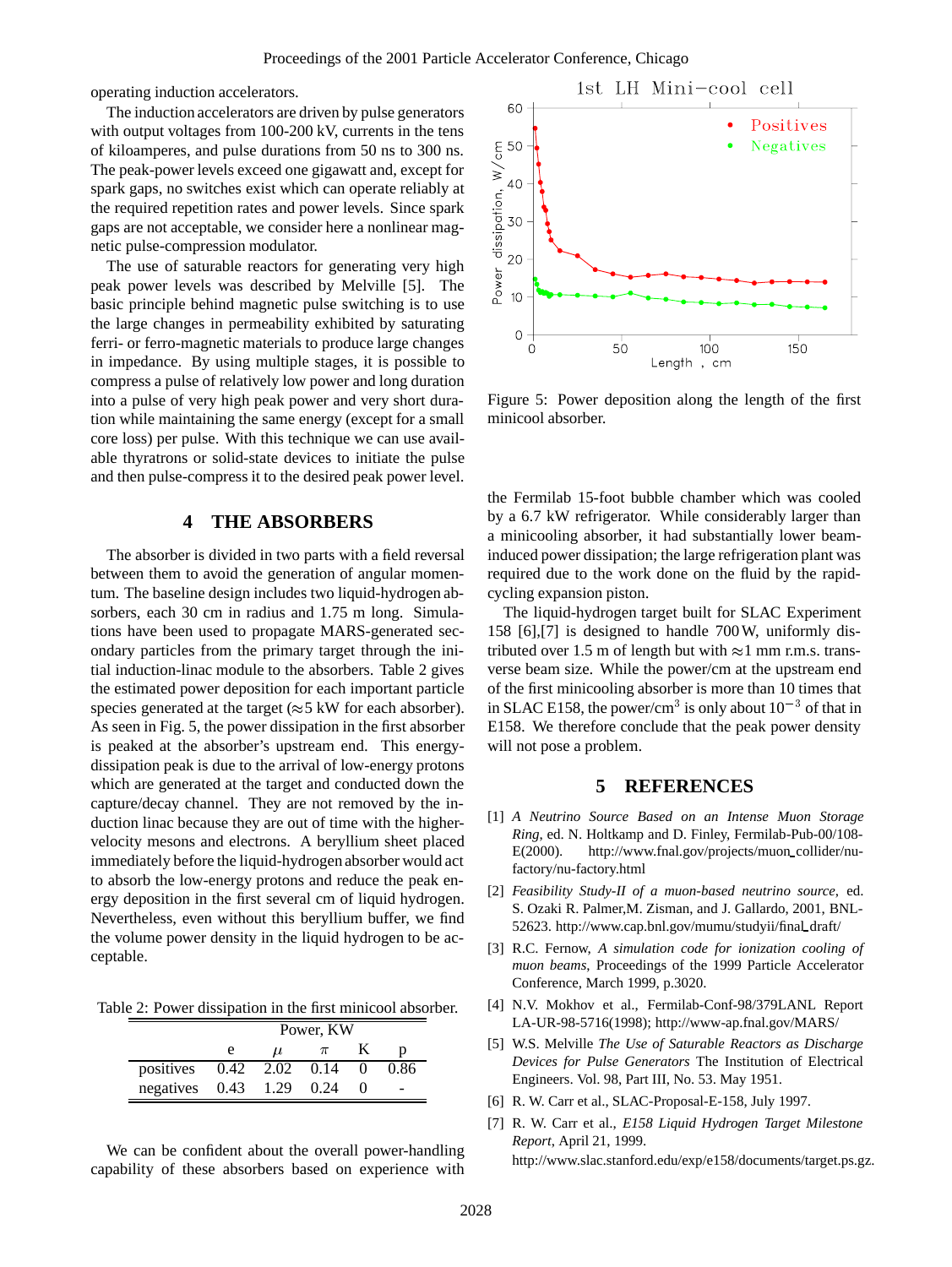operating induction accelerators.

The induction accelerators are driven by pulse generators with output voltages from 100-200 kV, currents in the tens of kiloamperes, and pulse durations from 50 ns to 300 ns. The peak-power levels exceed one gigawatt and, except for spark gaps, no switches exist which can operate reliably at the required repetition rates and power levels. Since spark gaps are not acceptable, we consider here a nonlinear magnetic pulse-compression modulator.

The use of saturable reactors for generating very high peak power levels was described by Melville [5]. The basic principle behind magnetic pulse switching is to use the large changes in permeability exhibited by saturating ferri- or ferro-magnetic materials to produce large changes in impedance. By using multiple stages, it is possible to compress a pulse of relatively low power and long duration into a pulse of very high peak power and very short duration while maintaining the same energy (except for a small core loss) per pulse. With this technique we can use available thyratrons or solid-state devices to initiate the pulse and then pulse-compress it to the desired peak power level.

## 4 THE ABSORBERS

The absorber is divided in two parts with a field reversal between them to avoid the generation of angular momentum. The baseline design includes two liquid-hydrogen absorbers, each 30 cm in radius and 1.75 m long. Simulations have been used to propagate MARS-generated secondary particles from the primary target through the initial induction-linac module to the absorbers. Table 2 gives the estimated power deposition for each important particle species generated at the target ($\approx$5 kW for each absorber). As seen in Fig. 5, the power dissipation in the first absorber is peaked at the absorber's upstream end. This energy-dissipation peak is due to the arrival of low-energy protons which are generated at the target and conducted down the capture/decay channel. They are not removed by the induction linac because they are out of time with the higher-velocity mesons and electrons. A beryllium sheet placed immediately before the liquid-hydrogen absorber would act to absorb the low-energy protons and reduce the peak energy deposition in the first several cm of liquid hydrogen. Nevertheless, even without this beryllium buffer, we find the volume power density in the liquid hydrogen to be acceptable.

Table 2: Power dissipation in the first minicool absorber.

| | Power, KW | | | | |
|---|---|---|---|---|---|
| | e | $\mu$ | $\pi$ | K | p |
| positives | 0.42 | 2.02 | 0.14 | 0 | 0.86 |
| negatives | 0.43 | 1.29 | 0.24 | 0 | - |

We can be confident about the overall power-handling capability of these absorbers based on experience with the Fermilab 15-foot bubble chamber which was cooled by a 6.7 kW refrigerator. While considerably larger than a minicooling absorber, it had substantially lower beam-induced power dissipation; the large refrigeration plant was required due to the work done on the fluid by the rapid-cycling expansion piston.

1st LH Mini-cool cell

Positives
Negatives

Power dissipation, W/cm

Length , cm

0 10 20 30 40 50 60

0 50 100 150

Figure 5: Power deposition along the length of the first minicool absorber.

The liquid-hydrogen target built for SLAC Experiment 158 [6],[7] is designed to handle 700 W, uniformly distributed over 1.5 m of length but with $\approx$1 mm r.m.s. transverse beam size. While the power/cm at the upstream end of the first minicooling absorber is more than 10 times that in SLAC E158, the power/cm$^3$ is only about $10^{-3}$ of that in E158. We therefore conclude that the peak power density will not pose a problem.

## 5 REFERENCES

[1] *A Neutrino Source Based on an Intense Muon Storage Ring*, ed. N. Holtkamp and D. Finley, Fermilab-Pub-00/108-E(2000). http://www.fnal.gov/projects/muon_collider/nu-factory/nu-factory.html

[2] *Feasibility Study-II of a muon-based neutrino source*, ed. S. Ozaki R. Palmer,M. Zisman, and J. Gallardo, 2001, BNL-52623. http://www.cap.bnl.gov/mumu/studyii/final_draft/

[3] R.C. Fernow, *A simulation code for ionization cooling of muon beams*, Proceedings of the 1999 Particle Accelerator Conference, March 1999, p.3020.

[4] N.V. Mokhov et al., Fermilab-Conf-98/379LANL Report LA-UR-98-5716(1998); http://www-ap.fnal.gov/MARS/

[5] W.S. Melville *The Use of Saturable Reactors as Discharge Devices for Pulse Generators* The Institution of Electrical Engineers. Vol. 98, Part III, No. 53. May 1951.

[6] R. W. Carr et al., SLAC-Proposal-E-158, July 1997.

[7] R. W. Carr et al., *E158 Liquid Hydrogen Target Milestone Report*, April 21, 1999. http://www.slac.stanford.edu/exp/e158/documents/target.ps.gz.